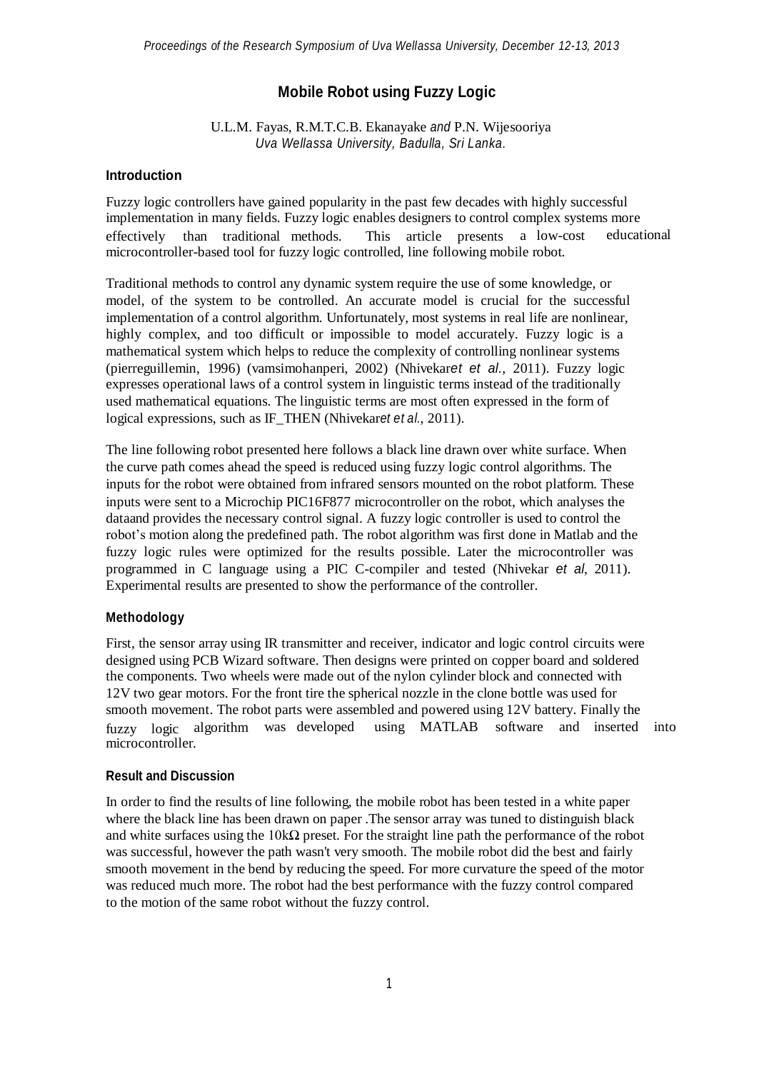# Mobile Robot using Fuzzy Logic

U.L.M. Fayas, R.M.T.C.B. Ekanayake *and* P.N. Wijesooriya
*Uva Wellassa University, Badulla, Sri Lanka.*

## Introduction

Fuzzy logic controllers have gained popularity in the past few decades with highly successful implementation in many fields. Fuzzy logic enables designers to control complex systems more effectively than traditional methods. This article presents a low-cost educational microcontroller-based tool for fuzzy logic controlled, line following mobile robot.

Traditional methods to control any dynamic system require the use of some knowledge, or model, of the system to be controlled. An accurate model is crucial for the successful implementation of a control algorithm. Unfortunately, most systems in real life are nonlinear, highly complex, and too difficult or impossible to model accurately. Fuzzy logic is a mathematical system which helps to reduce the complexity of controlling nonlinear systems (pierreguillemin, 1996) (vamsimohanperi, 2002) (Nhivekar*et al.*, 2011). Fuzzy logic expresses operational laws of a control system in linguistic terms instead of the traditionally used mathematical equations. The linguistic terms are most often expressed in the form of logical expressions, such as IF_THEN (Nhivekar*et al.*, 2011).

The line following robot presented here follows a black line drawn over white surface. When the curve path comes ahead the speed is reduced using fuzzy logic control algorithms. The inputs for the robot were obtained from infrared sensors mounted on the robot platform. These inputs were sent to a Microchip PIC16F877 microcontroller on the robot, which analyses the dataand provides the necessary control signal. A fuzzy logic controller is used to control the robot's motion along the predefined path. The robot algorithm was first done in Matlab and the fuzzy logic rules were optimized for the results possible. Later the microcontroller was programmed in C language using a PIC C-compiler and tested (Nhivekar *et al*, 2011). Experimental results are presented to show the performance of the controller.

## Methodology

First, the sensor array using IR transmitter and receiver, indicator and logic control circuits were designed using PCB Wizard software. Then designs were printed on copper board and soldered the components. Two wheels were made out of the nylon cylinder block and connected with 12V two gear motors. For the front tire the spherical nozzle in the clone bottle was used for smooth movement. The robot parts were assembled and powered using 12V battery. Finally the fuzzy logic algorithm was developed using MATLAB software and inserted into microcontroller.

## Result and Discussion

In order to find the results of line following, the mobile robot has been tested in a white paper where the black line has been drawn on paper .The sensor array was tuned to distinguish black and white surfaces using the 10kΩ preset. For the straight line path the performance of the robot was successful, however the path wasn't very smooth. The mobile robot did the best and fairly smooth movement in the bend by reducing the speed. For more curvature the speed of the motor was reduced much more. The robot had the best performance with the fuzzy control compared to the motion of the same robot without the fuzzy control.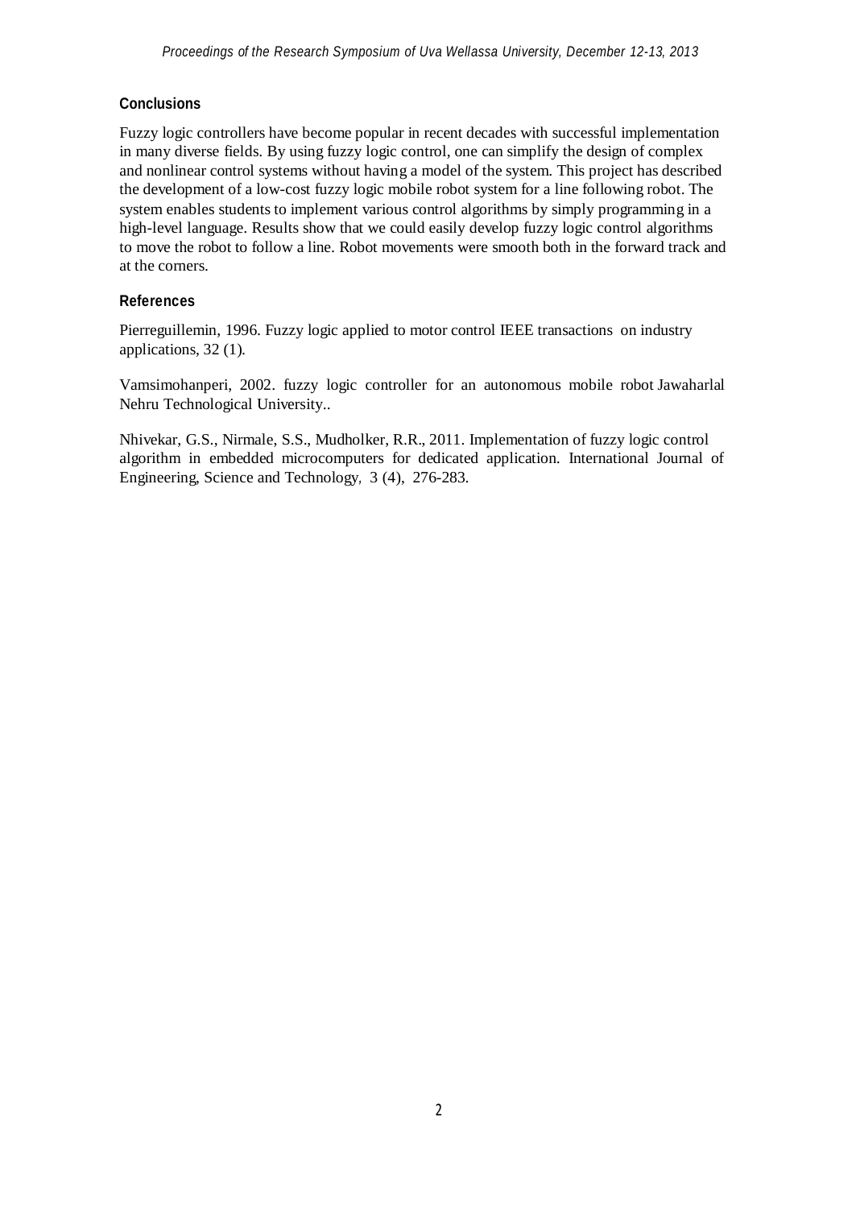## Conclusions

Fuzzy logic controllers have become popular in recent decades with successful implementation in many diverse fields. By using fuzzy logic control, one can simplify the design of complex and nonlinear control systems without having a model of the system. This project has described the development of a low-cost fuzzy logic mobile robot system for a line following robot. The system enables students to implement various control algorithms by simply programming in a high-level language. Results show that we could easily develop fuzzy logic control algorithms to move the robot to follow a line. Robot movements were smooth both in the forward track and at the corners.

## References

Pierreguillemin, 1996. Fuzzy logic applied to motor control IEEE transactions on industry applications, 32 (1).

Vamsimohanperi, 2002. fuzzy logic controller for an autonomous mobile robot Jawaharlal Nehru Technological University..

Nhivekar, G.S., Nirmale, S.S., Mudholker, R.R., 2011. Implementation of fuzzy logic control algorithm in embedded microcomputers for dedicated application. International Journal of Engineering, Science and Technology, 3 (4), 276-283.